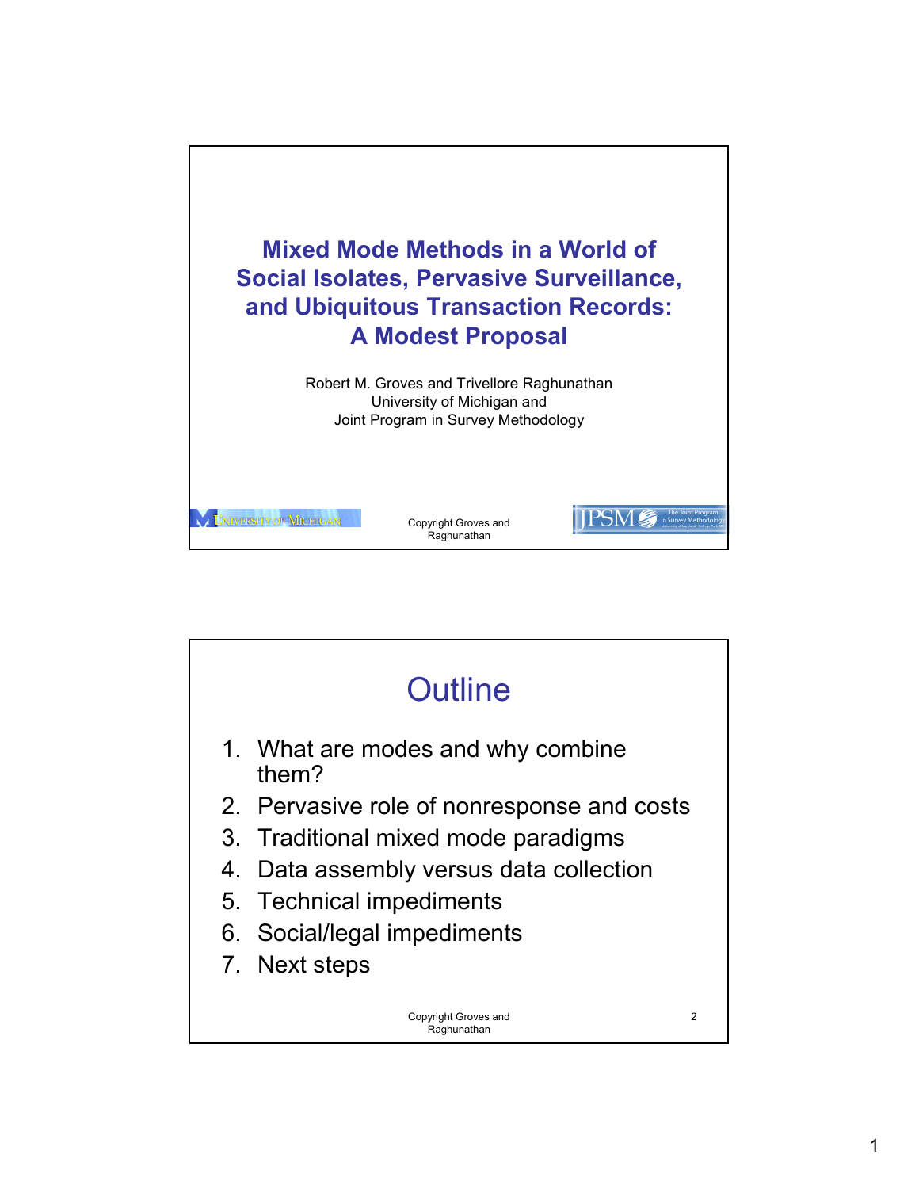# Mixed Mode Methods in a World of Social Isolates, Pervasive Surveillance, and Ubiquitous Transaction Records: A Modest Proposal

Robert M. Groves and Trivellore Raghunathan
University of Michigan and
Joint Program in Survey Methodology

Copyright Groves and Raghunathan

## Outline

1. What are modes and why combine them?
2. Pervasive role of nonresponse and costs
3. Traditional mixed mode paradigms
4. Data assembly versus data collection
5. Technical impediments
6. Social/legal impediments
7. Next steps

Copyright Groves and Raghunathan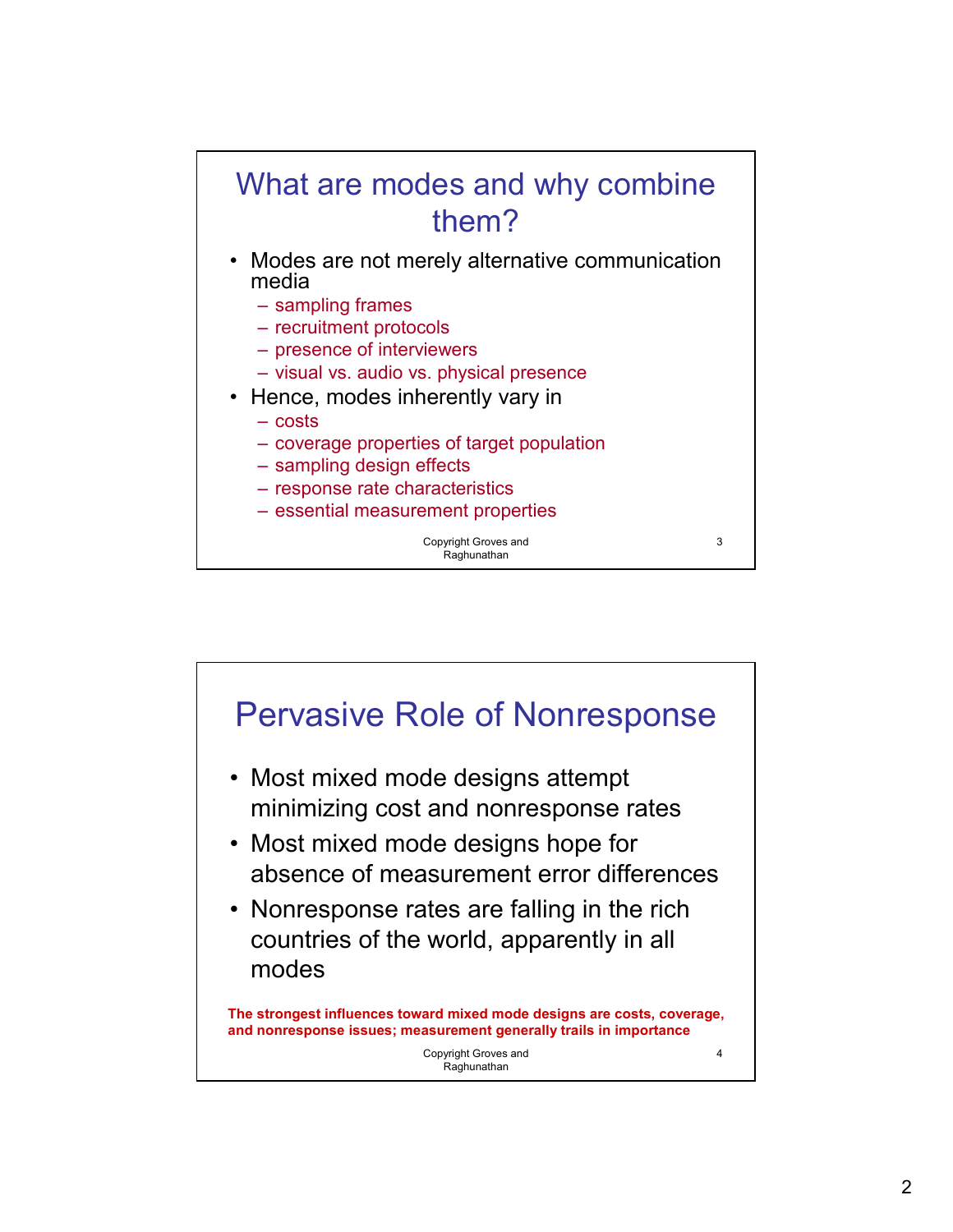## What are modes and why combine them?

- Modes are not merely alternative communication media
  - sampling frames
  - recruitment protocols
  - presence of interviewers
  - visual vs. audio vs. physical presence
- Hence, modes inherently vary in
  - costs
  - coverage properties of target population
  - sampling design effects
  - response rate characteristics
  - essential measurement properties

Copyright Groves and Raghunathan

## Pervasive Role of Nonresponse

- Most mixed mode designs attempt minimizing cost and nonresponse rates
- Most mixed mode designs hope for absence of measurement error differences
- Nonresponse rates are falling in the rich countries of the world, apparently in all modes

**The strongest influences toward mixed mode designs are costs, coverage, and nonresponse issues; measurement generally trails in importance**

Copyright Groves and Raghunathan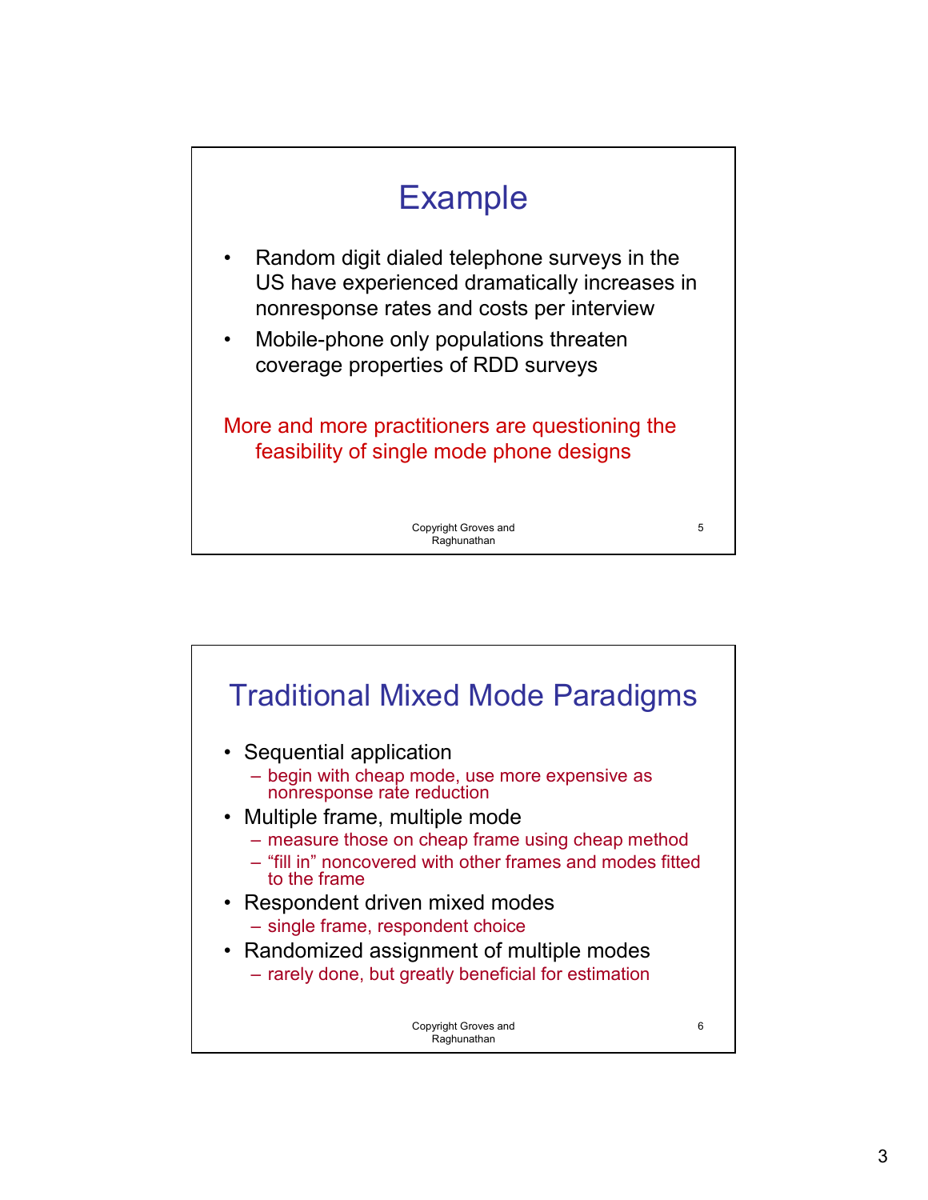## Example

- Random digit dialed telephone surveys in the US have experienced dramatically increases in nonresponse rates and costs per interview
- Mobile-phone only populations threaten coverage properties of RDD surveys

More and more practitioners are questioning the feasibility of single mode phone designs

Copyright Groves and Raghunathan

## Traditional Mixed Mode Paradigms

- Sequential application
  - begin with cheap mode, use more expensive as nonresponse rate reduction
- Multiple frame, multiple mode
  - measure those on cheap frame using cheap method
  - "fill in" noncovered with other frames and modes fitted to the frame
- Respondent driven mixed modes
  - single frame, respondent choice
- Randomized assignment of multiple modes
  - rarely done, but greatly beneficial for estimation

Copyright Groves and Raghunathan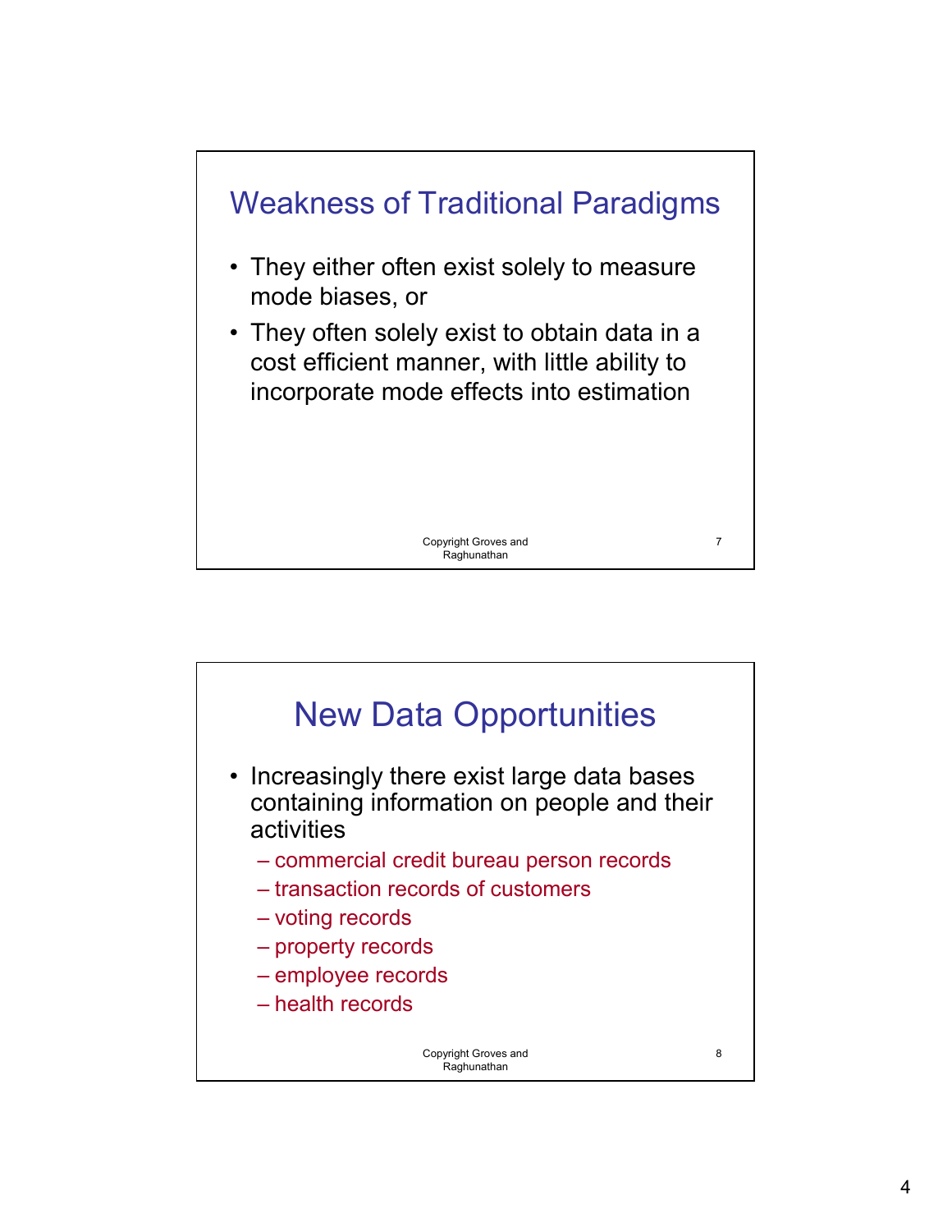## Weakness of Traditional Paradigms

- They either often exist solely to measure mode biases, or
- They often solely exist to obtain data in a cost efficient manner, with little ability to incorporate mode effects into estimation

Copyright Groves and Raghunathan

## New Data Opportunities

- Increasingly there exist large data bases containing information on people and their activities
  - commercial credit bureau person records
  - transaction records of customers
  - voting records
  - property records
  - employee records
  - health records

Copyright Groves and Raghunathan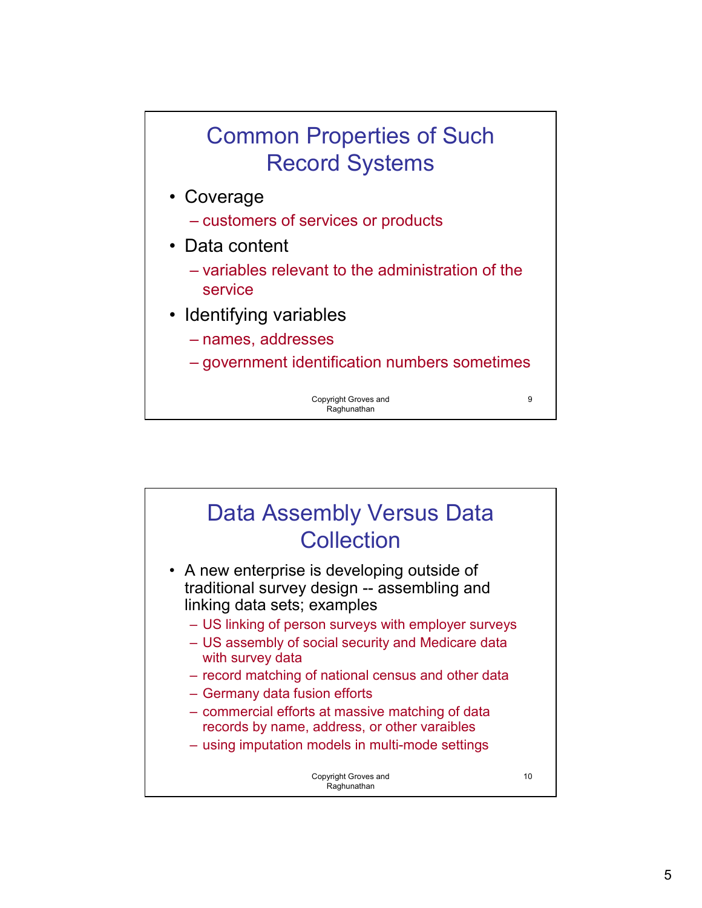## Common Properties of Such Record Systems

- Coverage
  - customers of services or products
- Data content
  - variables relevant to the administration of the service
- Identifying variables
  - names, addresses
  - government identification numbers sometimes

Copyright Groves and Raghunathan

## Data Assembly Versus Data Collection

- A new enterprise is developing outside of traditional survey design -- assembling and linking data sets; examples
  - US linking of person surveys with employer surveys
  - US assembly of social security and Medicare data with survey data
  - record matching of national census and other data
  - Germany data fusion efforts
  - commercial efforts at massive matching of data records by name, address, or other varaibles
  - using imputation models in multi-mode settings

Copyright Groves and Raghunathan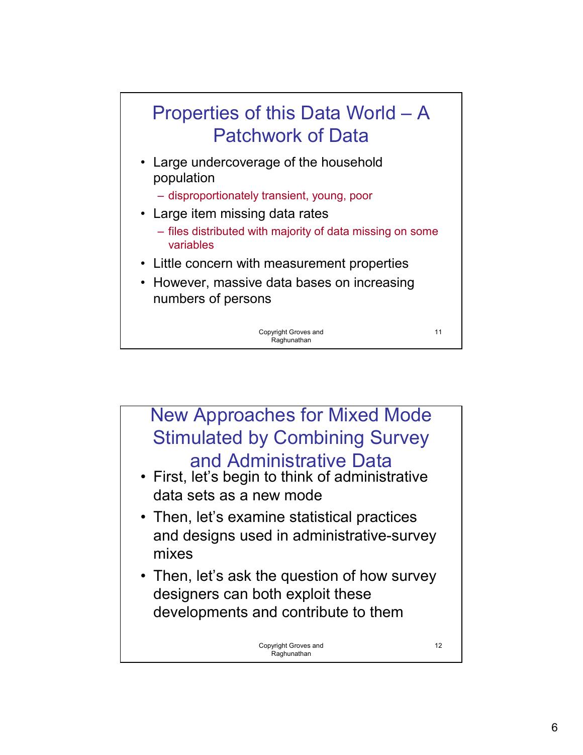## Properties of this Data World – A Patchwork of Data

- Large undercoverage of the household population
  - disproportionately transient, young, poor
- Large item missing data rates
  - files distributed with majority of data missing on some variables
- Little concern with measurement properties
- However, massive data bases on increasing numbers of persons

Copyright Groves and Raghunathan

## New Approaches for Mixed Mode Stimulated by Combining Survey and Administrative Data

- First, let's begin to think of administrative data sets as a new mode
- Then, let's examine statistical practices and designs used in administrative-survey mixes
- Then, let's ask the question of how survey designers can both exploit these developments and contribute to them

Copyright Groves and Raghunathan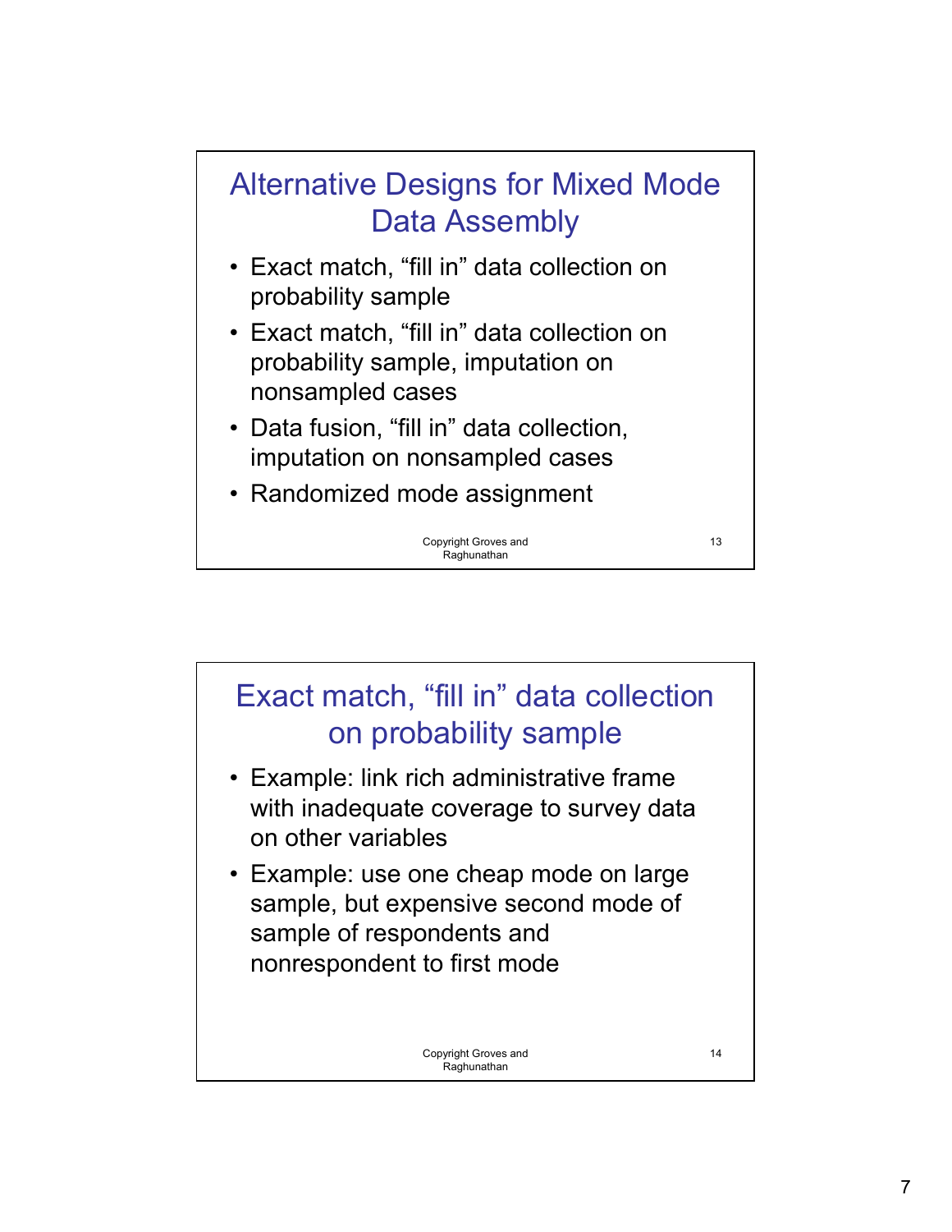## Alternative Designs for Mixed Mode Data Assembly

- Exact match, “fill in” data collection on probability sample
- Exact match, “fill in” data collection on probability sample, imputation on nonsampled cases
- Data fusion, “fill in” data collection, imputation on nonsampled cases
- Randomized mode assignment

Copyright Groves and Raghunathan

## Exact match, “fill in” data collection on probability sample

- Example: link rich administrative frame with inadequate coverage to survey data on other variables
- Example: use one cheap mode on large sample, but expensive second mode of sample of respondents and nonrespondent to first mode

Copyright Groves and Raghunathan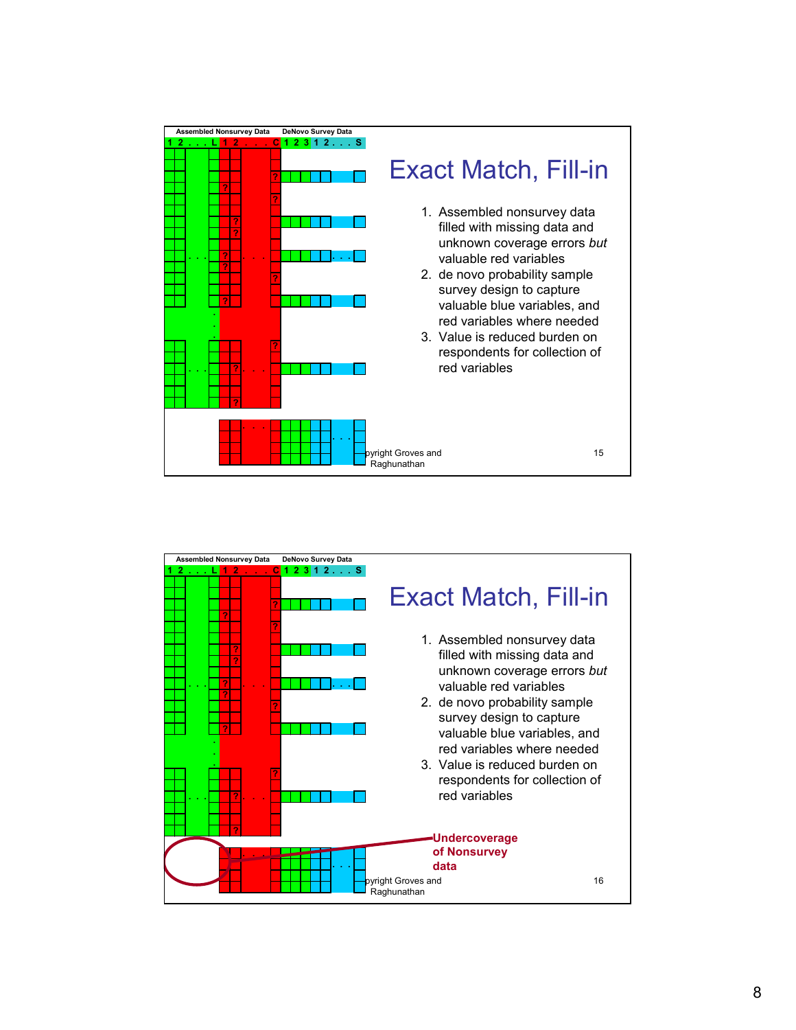Assembled Nonsurvey Data DeNovo Survey Data

1 2 . . . L 1 2 . . . C 1 2 3 1 2 . . . S

## Exact Match, Fill-in

1. Assembled nonsurvey data filled with missing data and unknown coverage errors *but* valuable red variables
2. de novo probability sample survey design to capture valuable blue variables, and red variables where needed
3. Value is reduced burden on respondents for collection of red variables

pyright Groves and Raghunathan

Assembled Nonsurvey Data DeNovo Survey Data

1 2 . . . L 1 2 . . . C 1 2 3 1 2 . . . S

## Exact Match, Fill-in

1. Assembled nonsurvey data filled with missing data and unknown coverage errors *but* valuable red variables
2. de novo probability sample survey design to capture valuable blue variables, and red variables where needed
3. Value is reduced burden on respondents for collection of red variables

**Undercoverage of Nonsurvey data**

pyright Groves and Raghunathan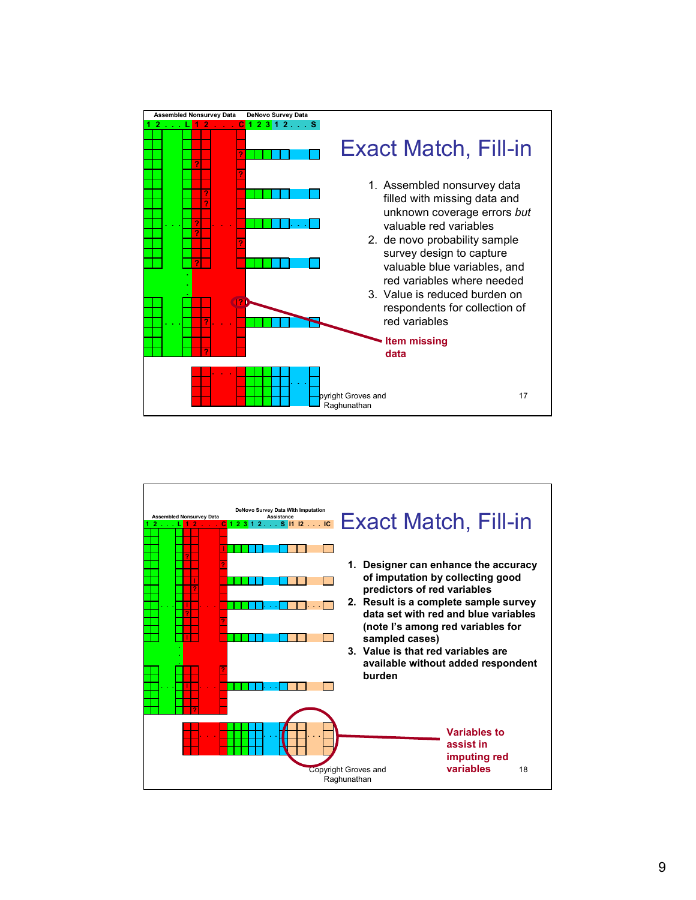Assembled Nonsurvey Data DeNovo Survey Data

1 2 . . . L 1 2 . . . C 1 2 3 1 2 . . . S

## Exact Match, Fill-in

1. Assembled nonsurvey data filled with missing data and unknown coverage errors *but* valuable red variables
2. de novo probability sample survey design to capture valuable blue variables, and red variables where needed
3. Value is reduced burden on respondents for collection of red variables

Item missing data

Copyright Groves and Raghunathan

Assembled Nonsurvey Data DeNovo Survey Data With Imputation Assistance

1 2 . . . L 1 2 . . . C 1 2 3 1 2 . . . S I1 I2 . . . IC

## Exact Match, Fill-in

1. **Designer can enhance the accuracy of imputation by collecting good predictors of red variables**
2. **Result is a complete sample survey data set with red and blue variables (note I's among red variables for sampled cases)**
3. **Value is that red variables are available without added respondent burden**

Variables to assist in imputing red variables

Copyright Groves and Raghunathan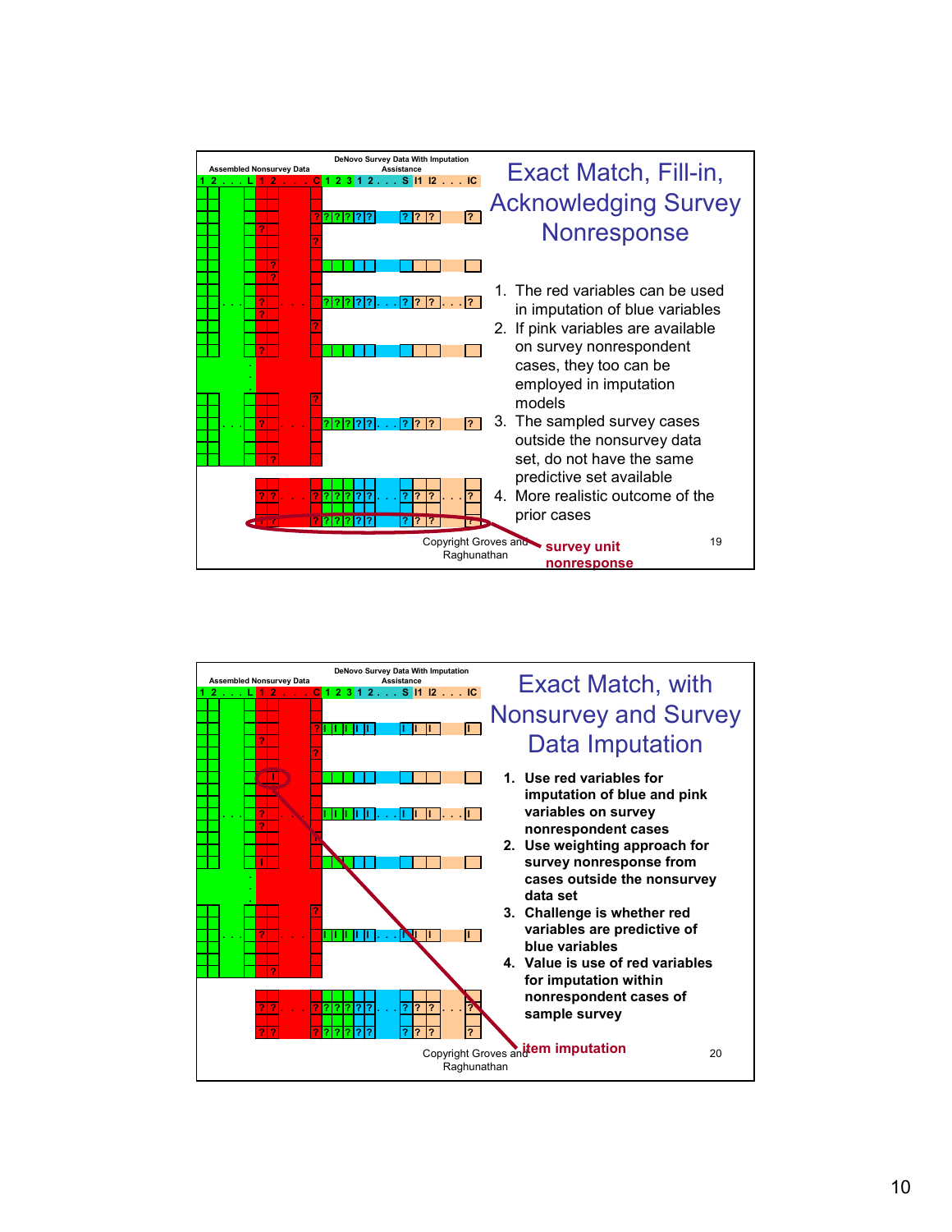## Exact Match, Fill-in, Acknowledging Survey Nonresponse

Assembled Nonsurvey Data

DeNovo Survey Data With Imputation Assistance

1. The red variables can be used in imputation of blue variables
2. If pink variables are available on survey nonrespondent cases, they too can be employed in imputation models
3. The sampled survey cases outside the nonsurvey data set, do not have the same predictive set available
4. More realistic outcome of the prior cases

survey unit nonresponse

Copyright Groves and Raghunathan

## Exact Match, with Nonsurvey and Survey Data Imputation

Assembled Nonsurvey Data

DeNovo Survey Data With Imputation Assistance

1. **Use red variables for imputation of blue and pink variables on survey nonrespondent cases**
2. **Use weighting approach for survey nonresponse from cases outside the nonsurvey data set**
3. **Challenge is whether red variables are predictive of blue variables**
4. **Value is use of red variables for imputation within nonrespondent cases of sample survey**

item imputation

Copyright Groves and Raghunathan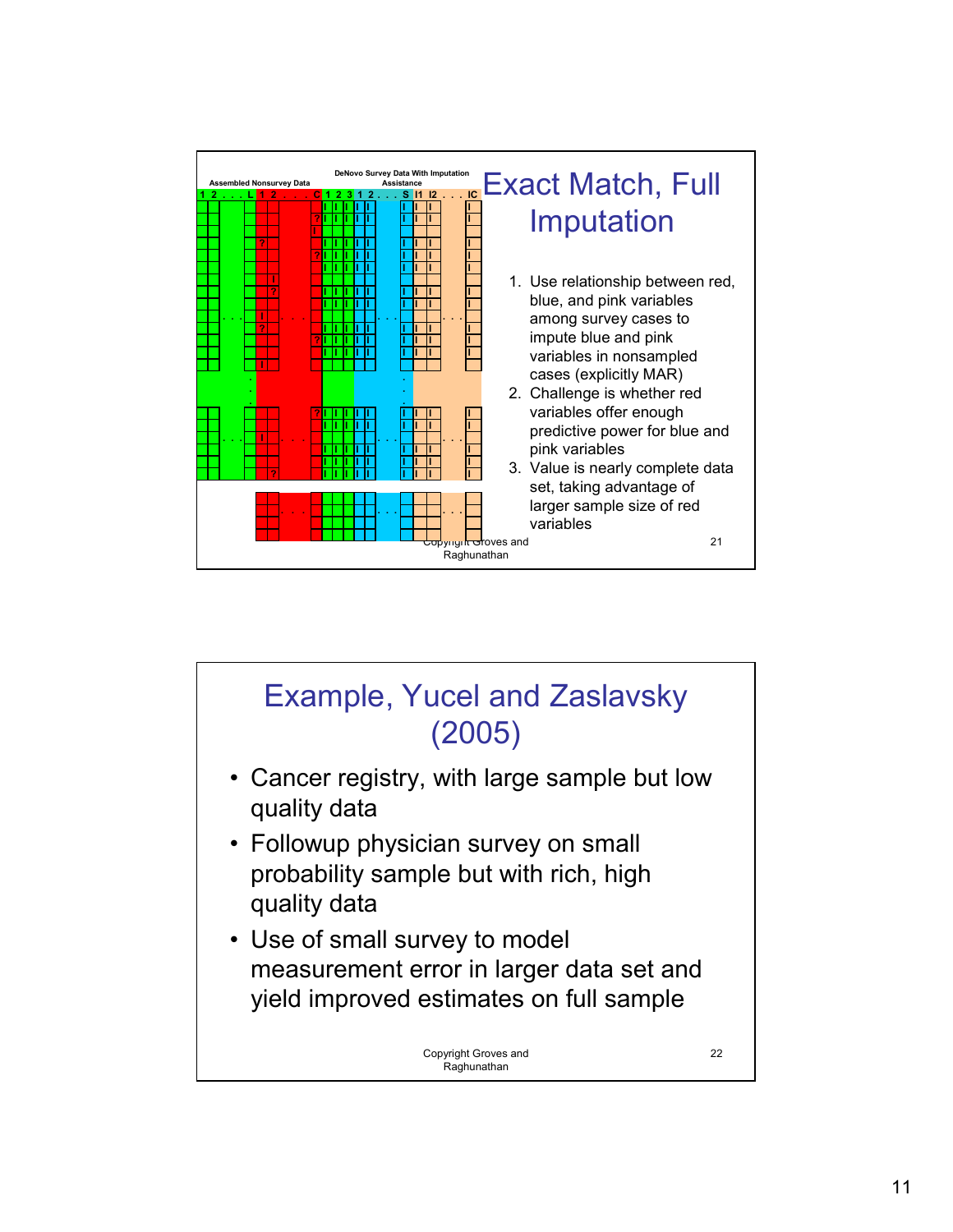## Exact Match, Full Imputation

Assembled Nonsurvey Data

DeNovo Survey Data With Imputation Assistance

1. Use relationship between red, blue, and pink variables among survey cases to impute blue and pink variables in nonsampled cases (explicitly MAR)
2. Challenge is whether red variables offer enough predictive power for blue and pink variables
3. Value is nearly complete data set, taking advantage of larger sample size of red variables

Copyright Groves and Raghunathan

## Example, Yucel and Zaslavsky (2005)

- Cancer registry, with large sample but low quality data
- Followup physician survey on small probability sample but with rich, high quality data
- Use of small survey to model measurement error in larger data set and yield improved estimates on full sample

Copyright Groves and Raghunathan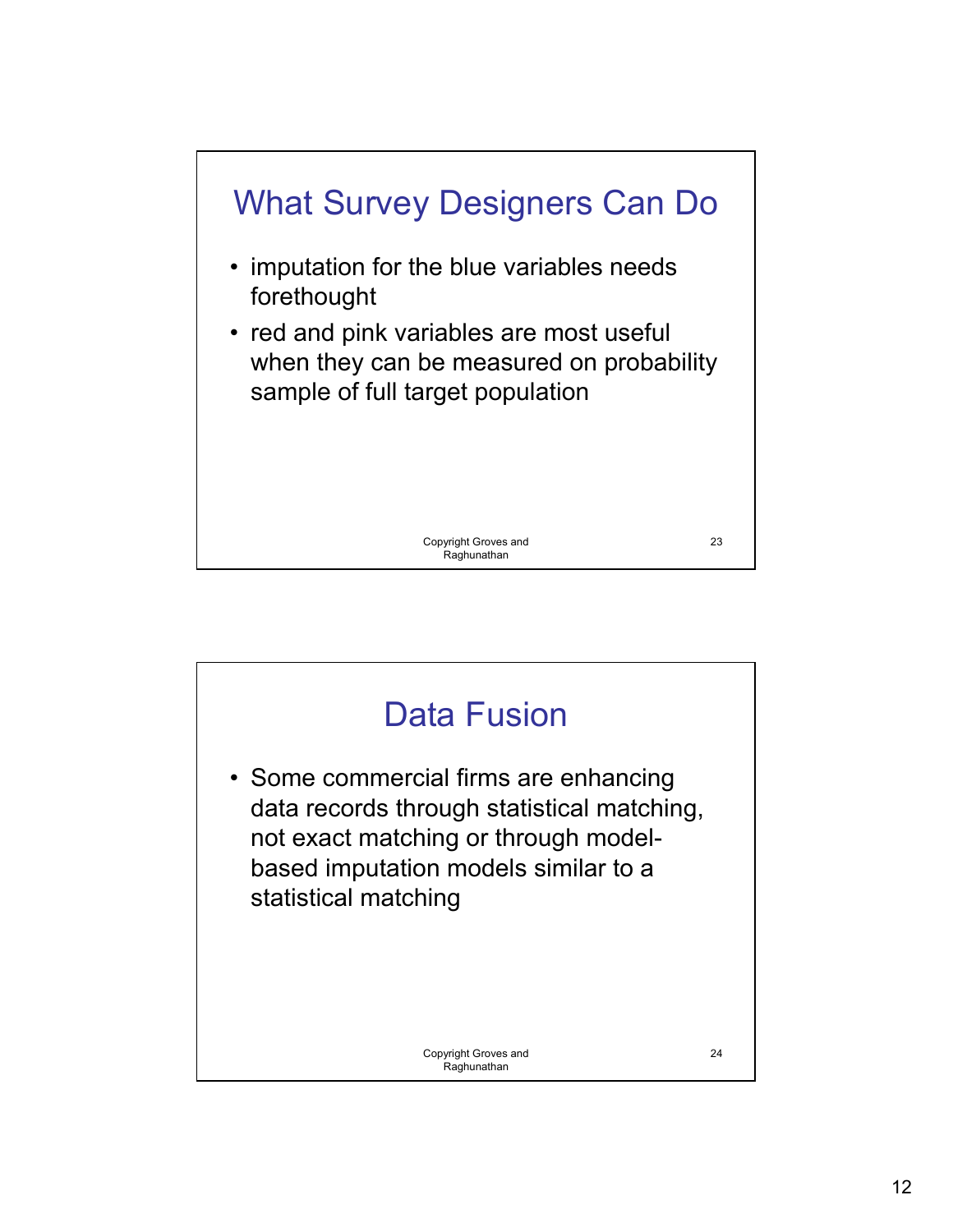## What Survey Designers Can Do

- imputation for the blue variables needs forethought
- red and pink variables are most useful when they can be measured on probability sample of full target population

Copyright Groves and Raghunathan

## Data Fusion

- Some commercial firms are enhancing data records through statistical matching, not exact matching or through model-based imputation models similar to a statistical matching

Copyright Groves and Raghunathan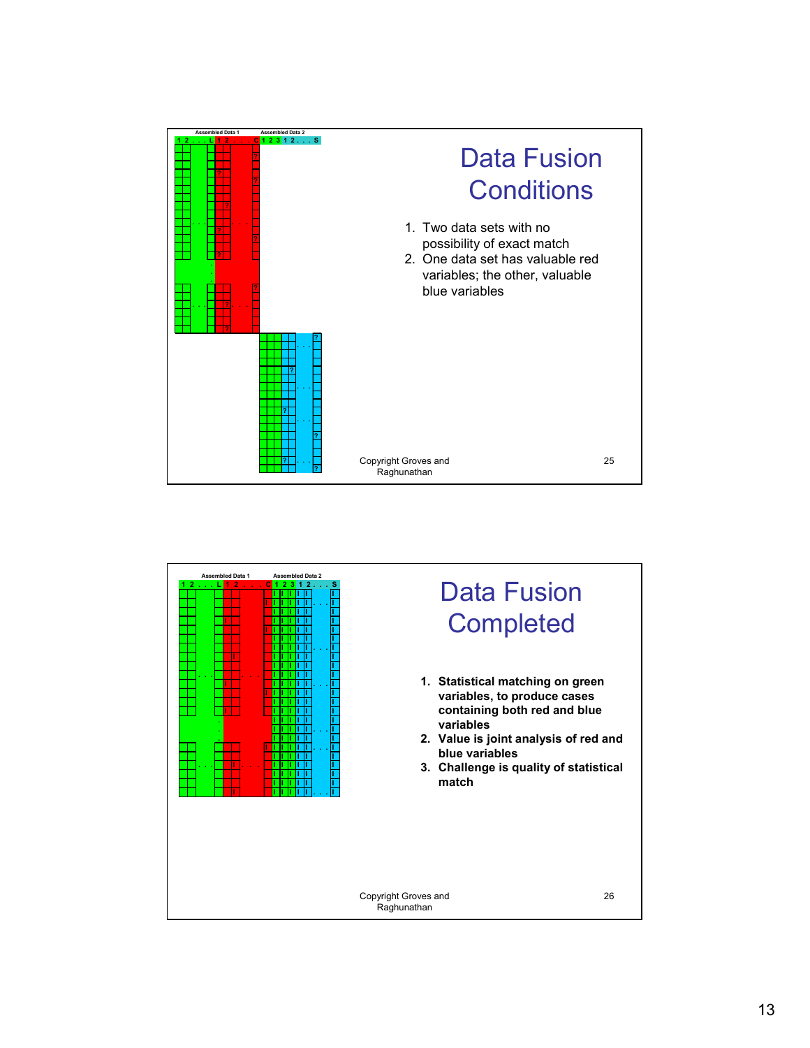## Data Fusion Conditions

Assembled Data 1 — Assembled Data 2

1. Two data sets with no possibility of exact match
2. One data set has valuable red variables; the other, valuable blue variables

Copyright Groves and Raghunathan

## Data Fusion Completed

Assembled Data 1 — Assembled Data 2

1. **Statistical matching on green variables, to produce cases containing both red and blue variables**
2. **Value is joint analysis of red and blue variables**
3. **Challenge is quality of statistical match**

Copyright Groves and Raghunathan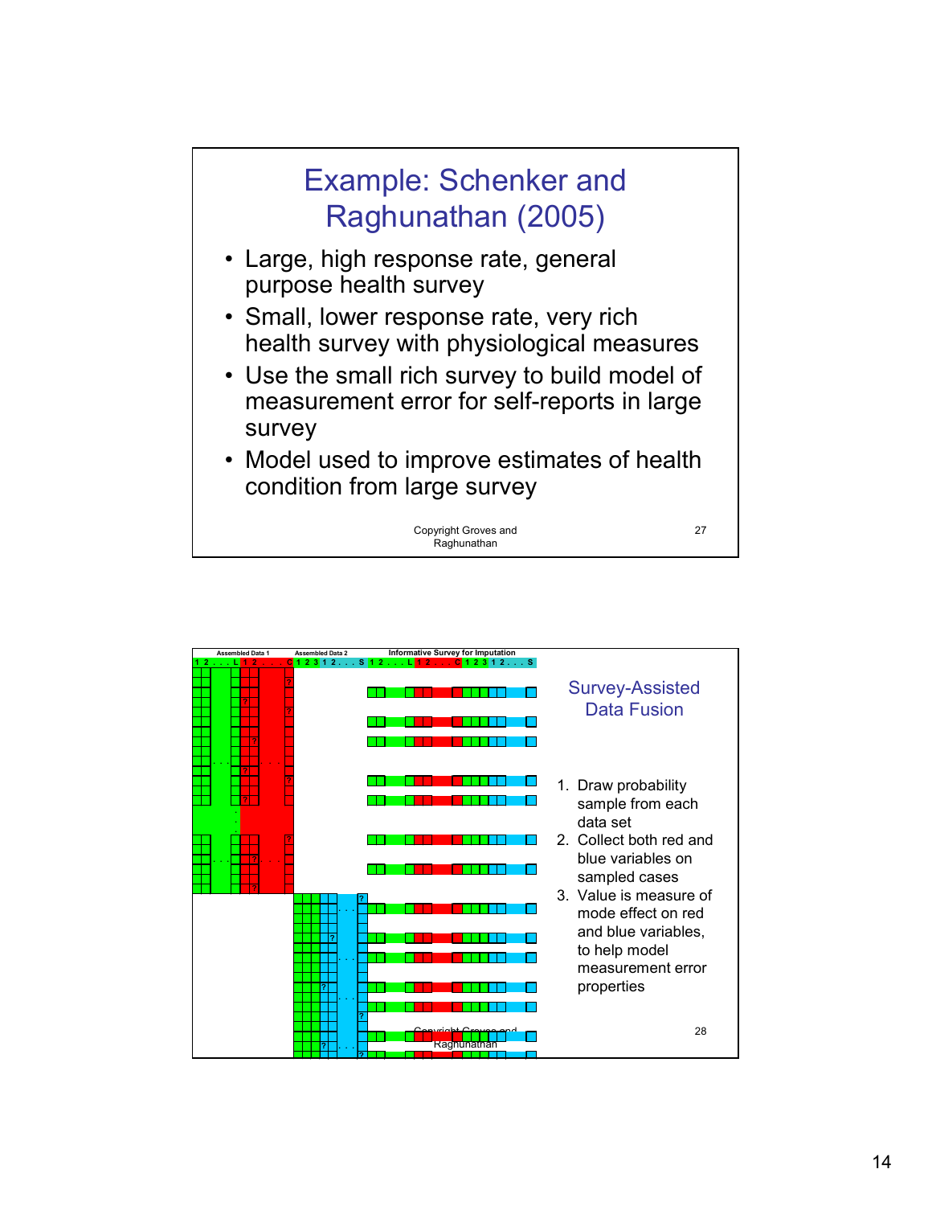# Example: Schenker and Raghunathan (2005)

- Large, high response rate, general purpose health survey
- Small, lower response rate, very rich health survey with physiological measures
- Use the small rich survey to build model of measurement error for self-reports in large survey
- Model used to improve estimates of health condition from large survey

Copyright Groves and Raghunathan

---

Assembled Data 1 | Assembled Data 2 | Informative Survey for Imputation

# Survey-Assisted Data Fusion

1. Draw probability sample from each data set
2. Collect both red and blue variables on sampled cases
3. Value is measure of mode effect on red and blue variables, to help model measurement error properties

Copyright Groves and Raghunathan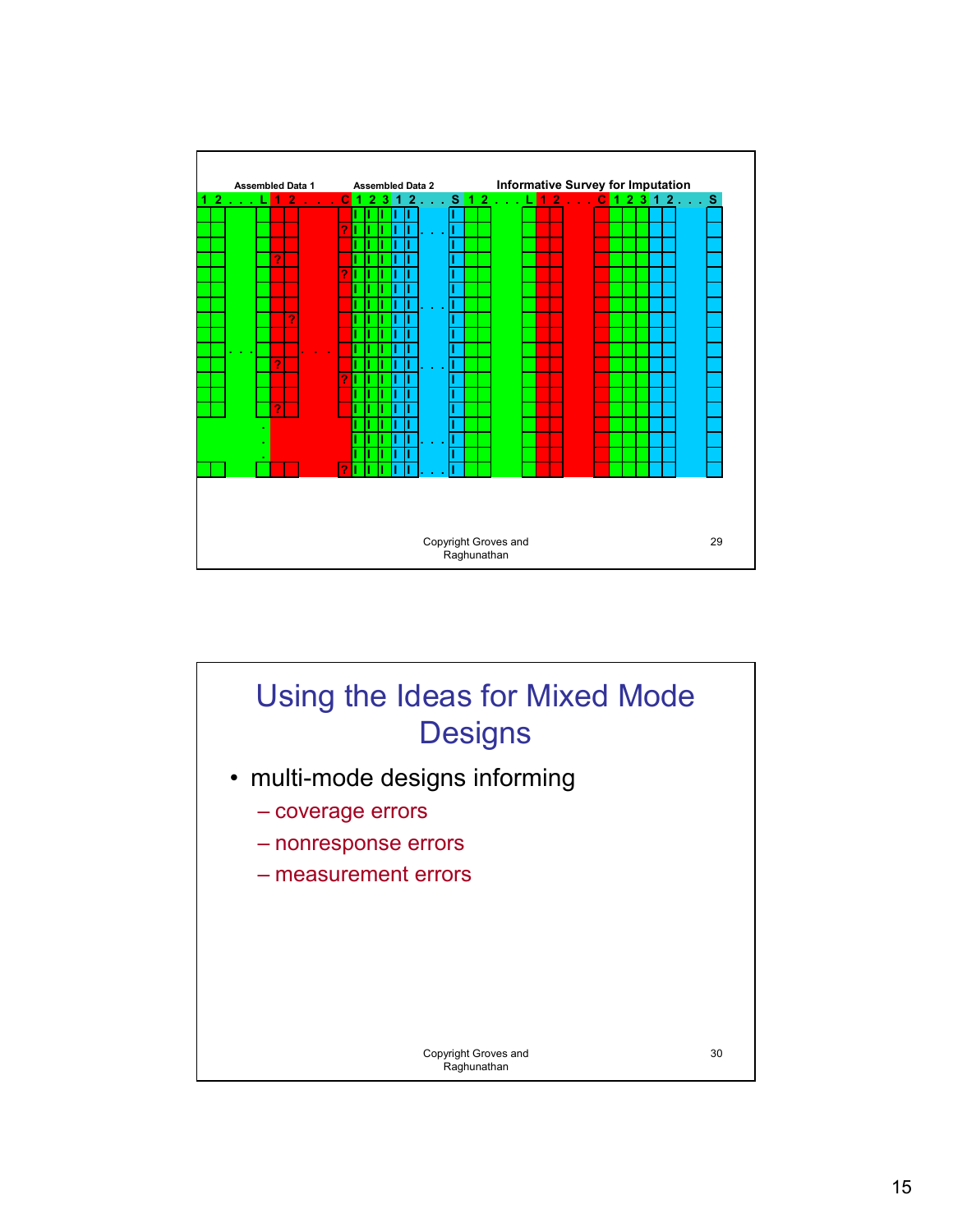Assembled Data 1

Assembled Data 2

Informative Survey for Imputation

## Using the Ideas for Mixed Mode Designs

- multi-mode designs informing
  - coverage errors
  - nonresponse errors
  - measurement errors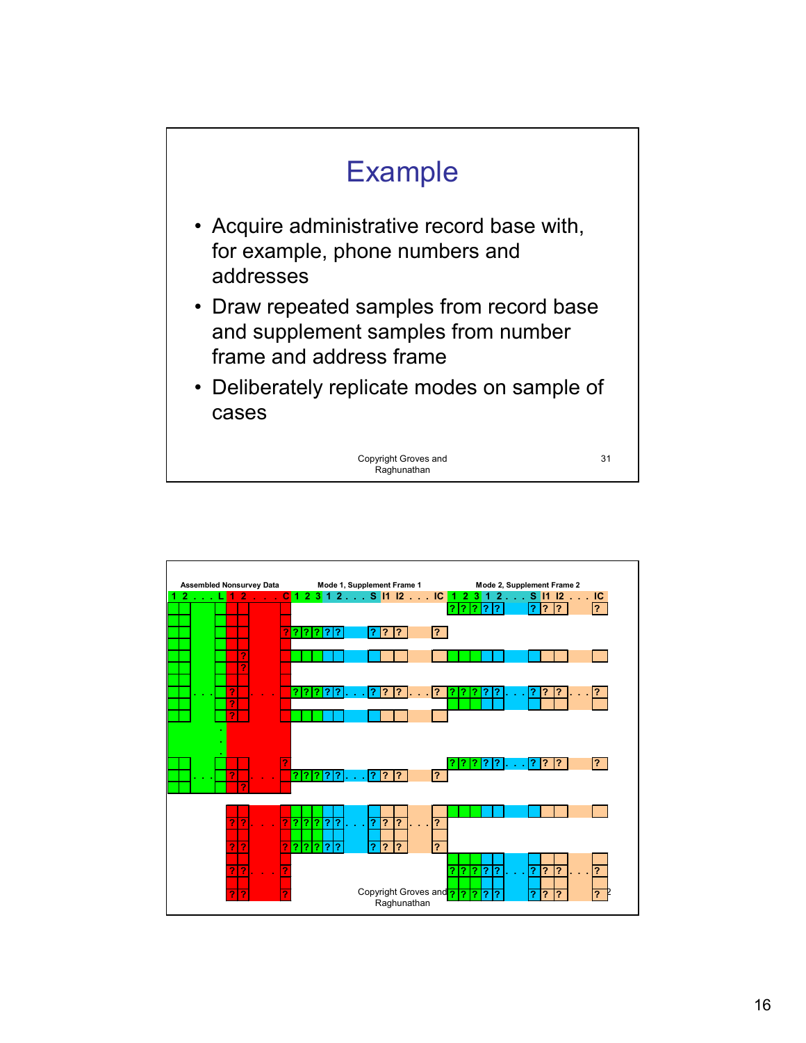# Example

- Acquire administrative record base with, for example, phone numbers and addresses
- Draw repeated samples from record base and supplement samples from number frame and address frame
- Deliberately replicate modes on sample of cases

Assembled Nonsurvey Data

Mode 1, Supplement Frame 1

Mode 2, Supplement Frame 2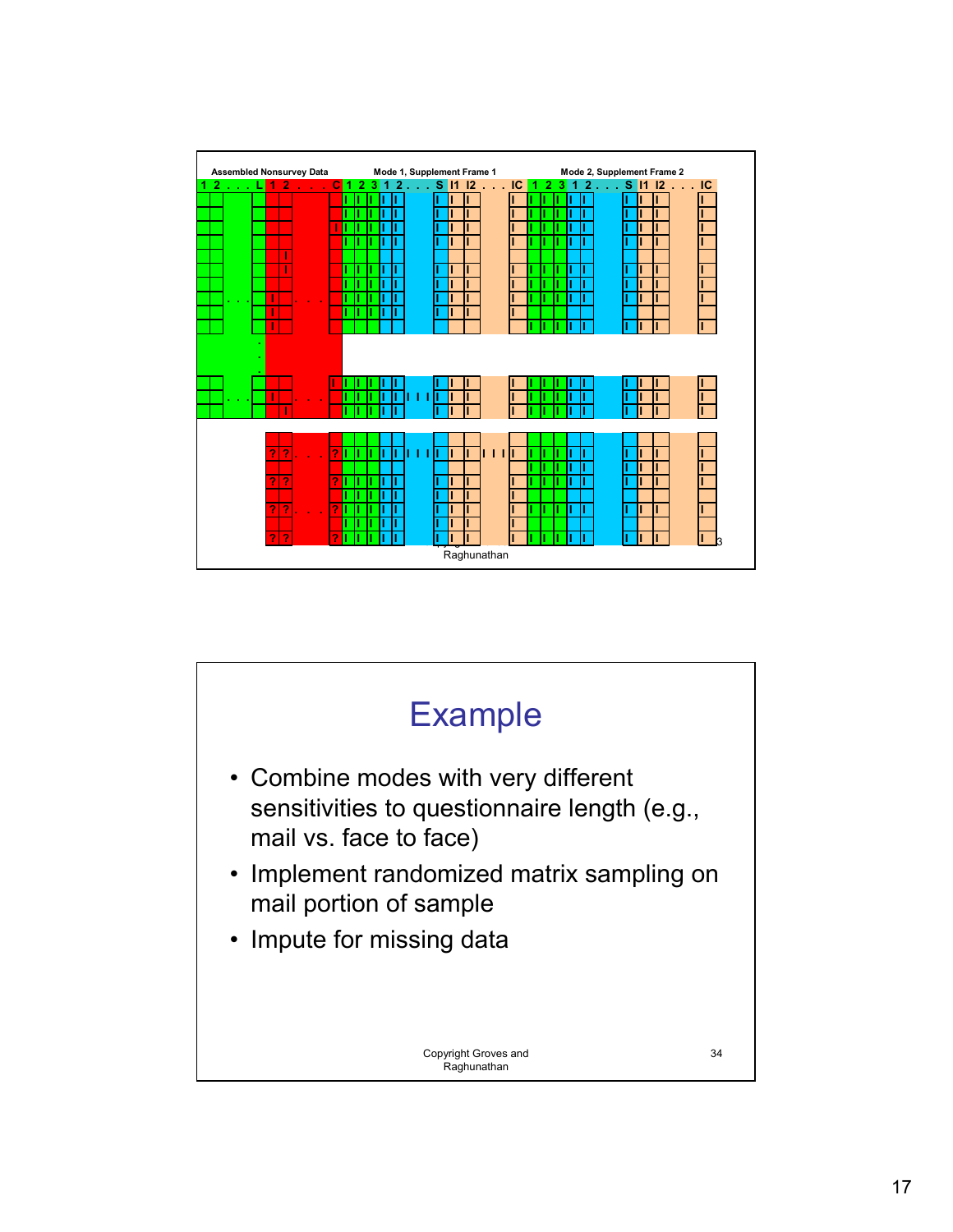Assembled Nonsurvey Data | Mode 1, Supplement Frame 1 | Mode 2, Supplement Frame 2

1 2 . . . L 1 2 . . . C 1 2 3 1 2 . . . S I1 I2 . . . IC 1 2 3 1 2 . . . S I1 I2 . . . IC

# Example

- Combine modes with very different sensitivities to questionnaire length (e.g., mail vs. face to face)
- Implement randomized matrix sampling on mail portion of sample
- Impute for missing data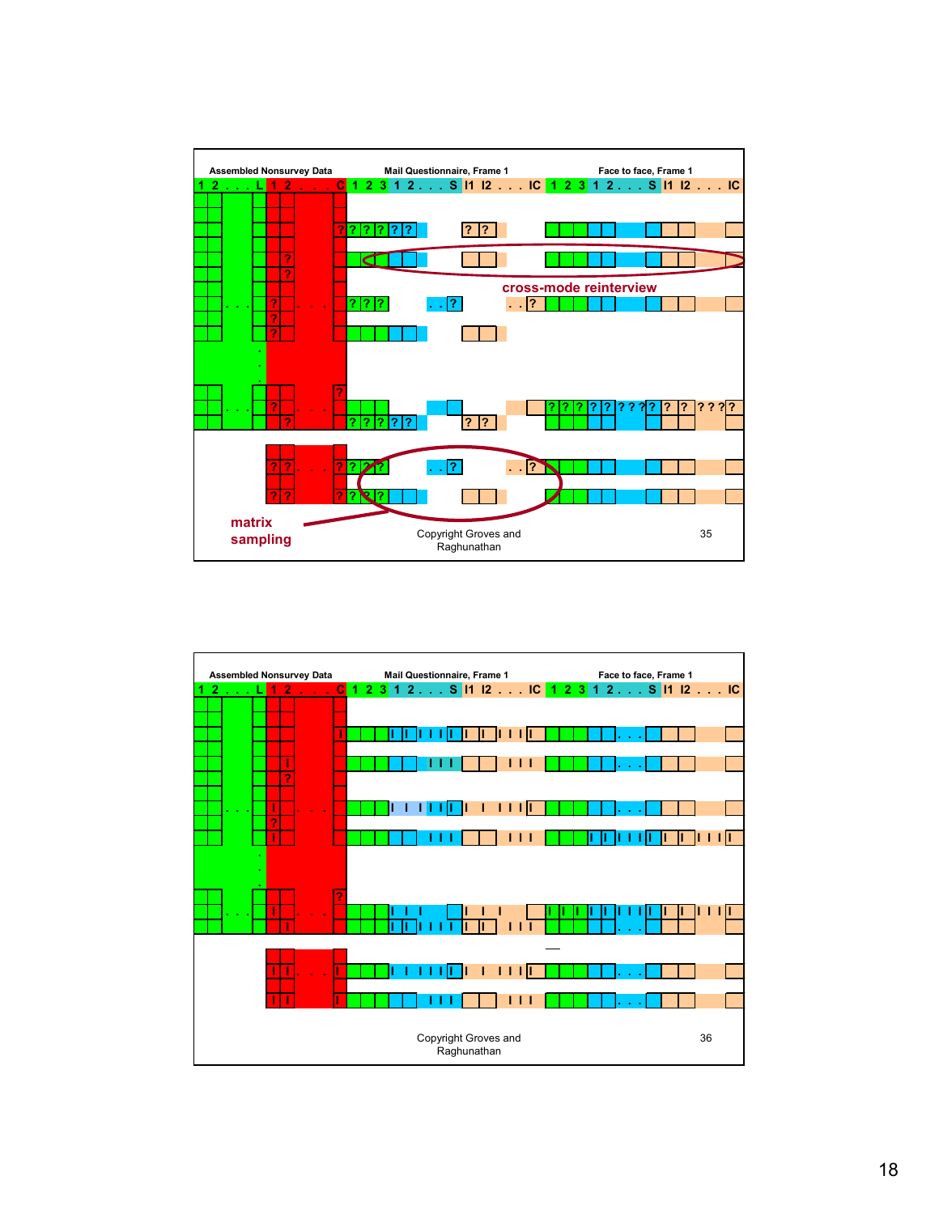Assembled Nonsurvey Data

Mail Questionnaire, Frame 1

Face to face, Frame 1

1 2 . . . L 1 2 . . . C 1 2 3 1 2 . . . S I1 I2 . . . IC 1 2 3 1 2 . . . S I1 I2 . . . IC

cross-mode reinterview

matrix sampling

Copyright Groves and Raghunathan

Assembled Nonsurvey Data

Mail Questionnaire, Frame 1

Face to face, Frame 1

1 2 . . . L 1 2 . . . C 1 2 3 1 2 . . . S I1 I2 . . . IC 1 2 3 1 2 . . . S I1 I2 . . . IC

Copyright Groves and Raghunathan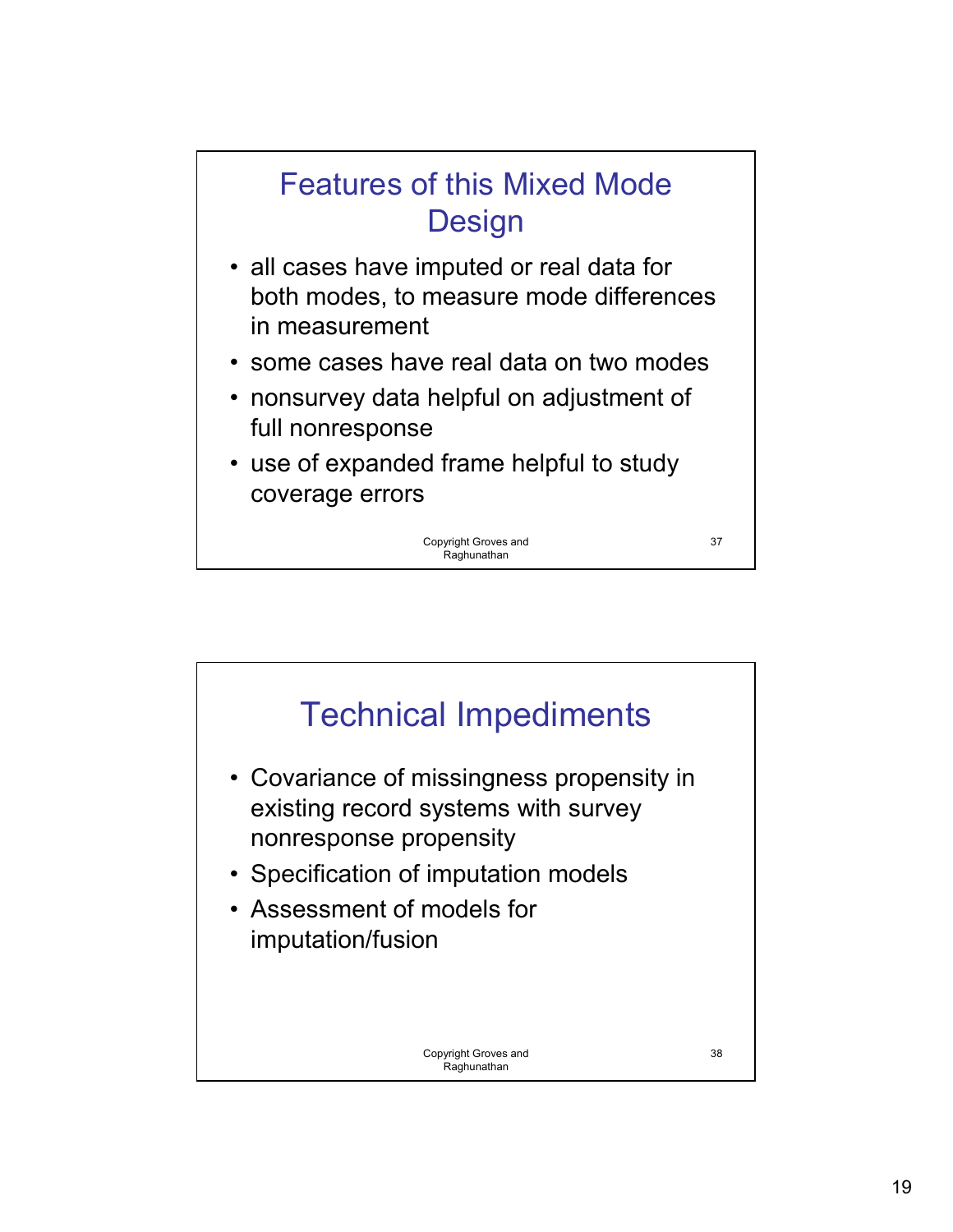## Features of this Mixed Mode Design

- all cases have imputed or real data for both modes, to measure mode differences in measurement
- some cases have real data on two modes
- nonsurvey data helpful on adjustment of full nonresponse
- use of expanded frame helpful to study coverage errors

## Technical Impediments

- Covariance of missingness propensity in existing record systems with survey nonresponse propensity
- Specification of imputation models
- Assessment of models for imputation/fusion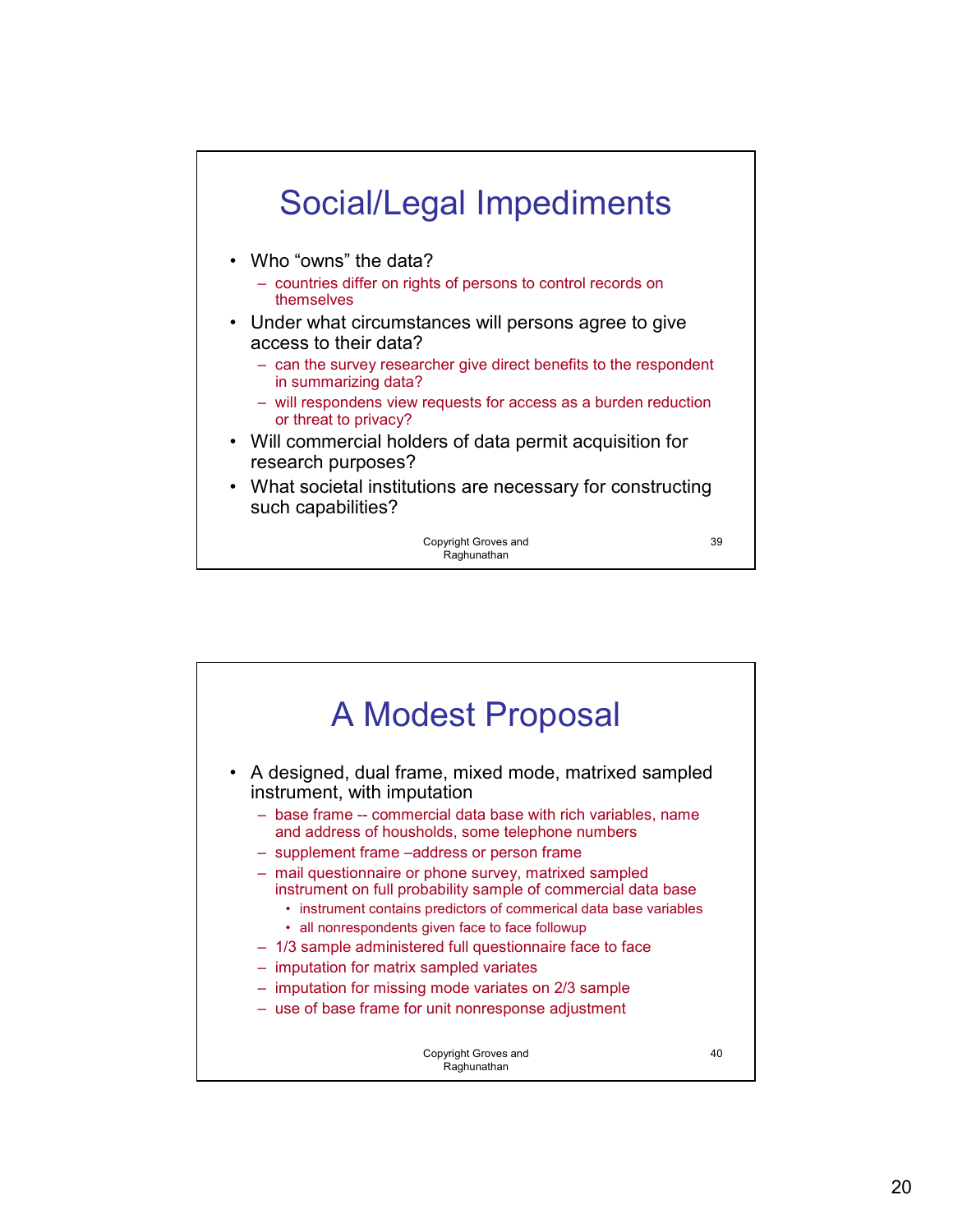## Social/Legal Impediments

- Who “owns” the data?
  - countries differ on rights of persons to control records on themselves
- Under what circumstances will persons agree to give access to their data?
  - can the survey researcher give direct benefits to the respondent in summarizing data?
  - will respondens view requests for access as a burden reduction or threat to privacy?
- Will commercial holders of data permit acquisition for research purposes?
- What societal institutions are necessary for constructing such capabilities?

Copyright Groves and Raghunathan

## A Modest Proposal

- A designed, dual frame, mixed mode, matrixed sampled instrument, with imputation
  - base frame -- commercial data base with rich variables, name and address of housholds, some telephone numbers
  - supplement frame –address or person frame
  - mail questionnaire or phone survey, matrixed sampled instrument on full probability sample of commercial data base
    - instrument contains predictors of commerical data base variables
    - all nonrespondents given face to face followup
  - 1/3 sample administered full questionnaire face to face
  - imputation for matrix sampled variates
  - imputation for missing mode variates on 2/3 sample
  - use of base frame for unit nonresponse adjustment

Copyright Groves and Raghunathan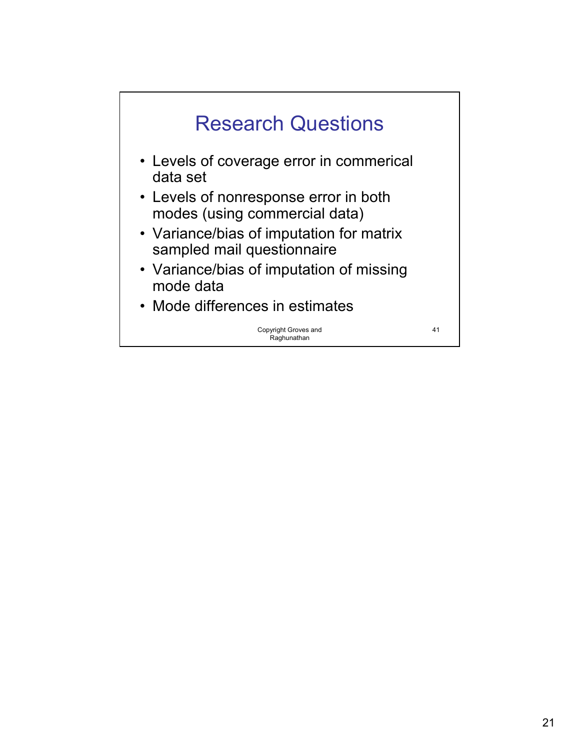# Research Questions

- Levels of coverage error in commerical data set
- Levels of nonresponse error in both modes (using commercial data)
- Variance/bias of imputation for matrix sampled mail questionnaire
- Variance/bias of imputation of missing mode data
- Mode differences in estimates

Copyright Groves and Raghunathan